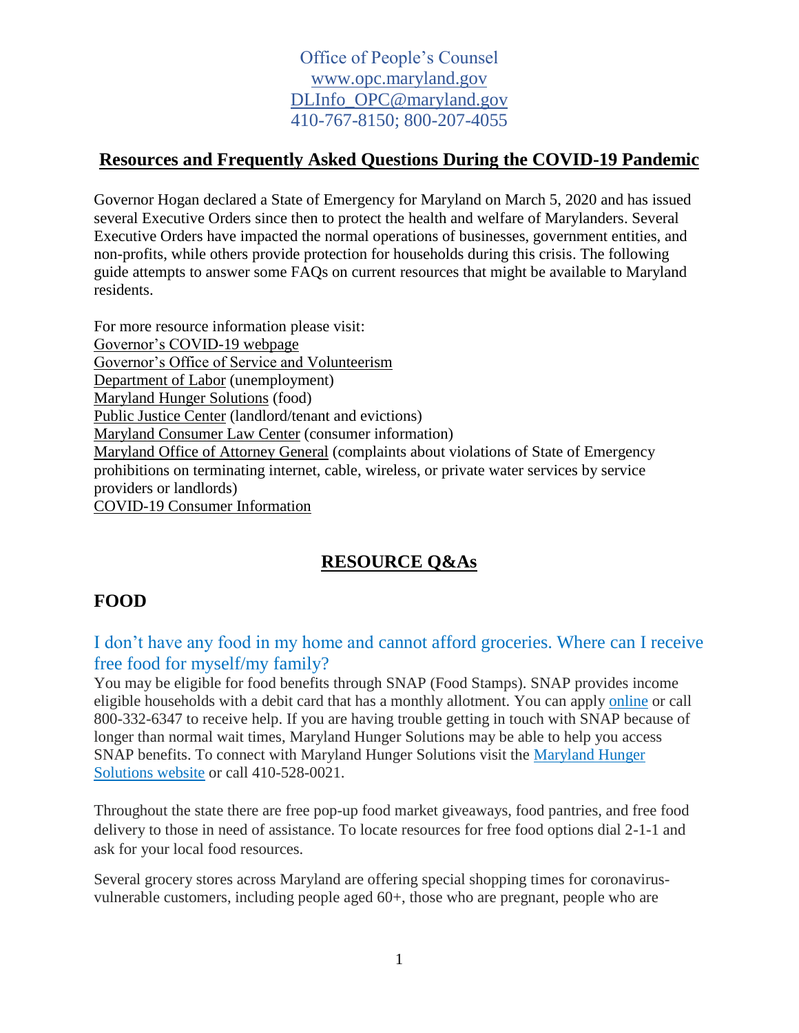Office of People's Counsel
www.opc.maryland.gov
DLInfo_OPC@maryland.gov
410-767-8150; 800-207-4055

# Resources and Frequently Asked Questions During the COVID-19 Pandemic

Governor Hogan declared a State of Emergency for Maryland on March 5, 2020 and has issued several Executive Orders since then to protect the health and welfare of Marylanders. Several Executive Orders have impacted the normal operations of businesses, government entities, and non-profits, while others provide protection for households during this crisis. The following guide attempts to answer some FAQs on current resources that might be available to Maryland residents.

For more resource information please visit:
Governor's COVID-19 webpage
Governor's Office of Service and Volunteerism
Department of Labor (unemployment)
Maryland Hunger Solutions (food)
Public Justice Center (landlord/tenant and evictions)
Maryland Consumer Law Center (consumer information)
Maryland Office of Attorney General (complaints about violations of State of Emergency prohibitions on terminating internet, cable, wireless, or private water services by service providers or landlords)
COVID-19 Consumer Information

## RESOURCE Q&As

## FOOD

### I don't have any food in my home and cannot afford groceries. Where can I receive free food for myself/my family?

You may be eligible for food benefits through SNAP (Food Stamps). SNAP provides income eligible households with a debit card that has a monthly allotment. You can apply online or call 800-332-6347 to receive help. If you are having trouble getting in touch with SNAP because of longer than normal wait times, Maryland Hunger Solutions may be able to help you access SNAP benefits. To connect with Maryland Hunger Solutions visit the Maryland Hunger Solutions website or call 410-528-0021.

Throughout the state there are free pop-up food market giveaways, food pantries, and free food delivery to those in need of assistance. To locate resources for free food options dial 2-1-1 and ask for your local food resources.

Several grocery stores across Maryland are offering special shopping times for coronavirus-vulnerable customers, including people aged 60+, those who are pregnant, people who are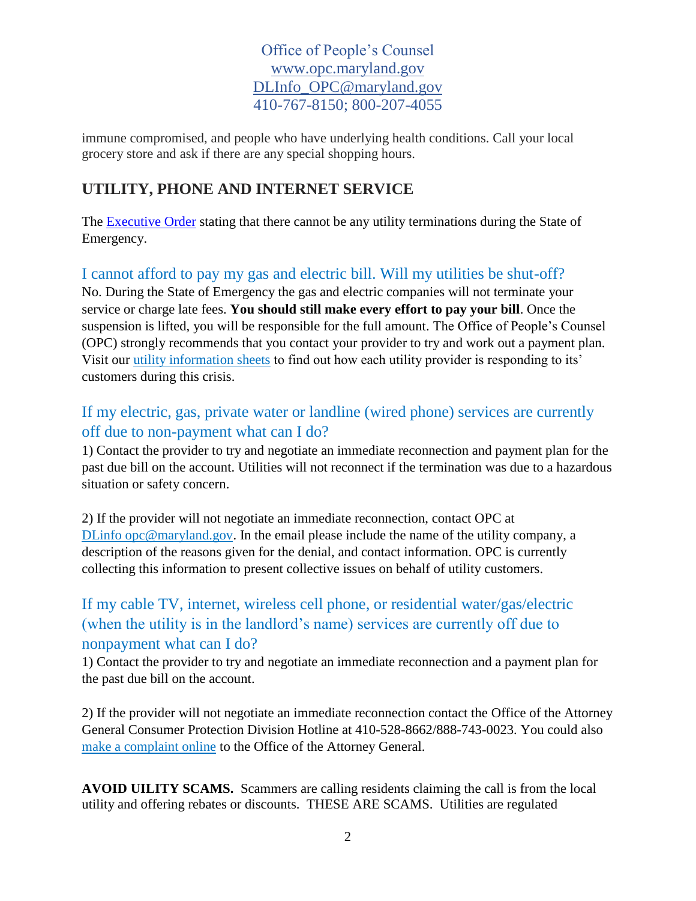immune compromised, and people who have underlying health conditions. Call your local grocery store and ask if there are any special shopping hours.

## UTILITY, PHONE AND INTERNET SERVICE

The [Executive Order](#) stating that there cannot be any utility terminations during the State of Emergency.

### I cannot afford to pay my gas and electric bill. Will my utilities be shut-off?

No. During the State of Emergency the gas and electric companies will not terminate your service or charge late fees. **You should still make every effort to pay your bill**. Once the suspension is lifted, you will be responsible for the full amount. The Office of People's Counsel (OPC) strongly recommends that you contact your provider to try and work out a payment plan. Visit our [utility information sheets](#) to find out how each utility provider is responding to its' customers during this crisis.

### If my electric, gas, private water or landline (wired phone) services are currently off due to non-payment what can I do?

1) Contact the provider to try and negotiate an immediate reconnection and payment plan for the past due bill on the account. Utilities will not reconnect if the termination was due to a hazardous situation or safety concern.

2) If the provider will not negotiate an immediate reconnection, contact OPC at DLinfo opc@maryland.gov. In the email please include the name of the utility company, a description of the reasons given for the denial, and contact information. OPC is currently collecting this information to present collective issues on behalf of utility customers.

### If my cable TV, internet, wireless cell phone, or residential water/gas/electric (when the utility is in the landlord's name) services are currently off due to nonpayment what can I do?

1) Contact the provider to try and negotiate an immediate reconnection and a payment plan for the past due bill on the account.

2) If the provider will not negotiate an immediate reconnection contact the Office of the Attorney General Consumer Protection Division Hotline at 410-528-8662/888-743-0023. You could also [make a complaint online](#) to the Office of the Attorney General.

**AVOID UILITY SCAMS.** Scammers are calling residents claiming the call is from the local utility and offering rebates or discounts. THESE ARE SCAMS. Utilities are regulated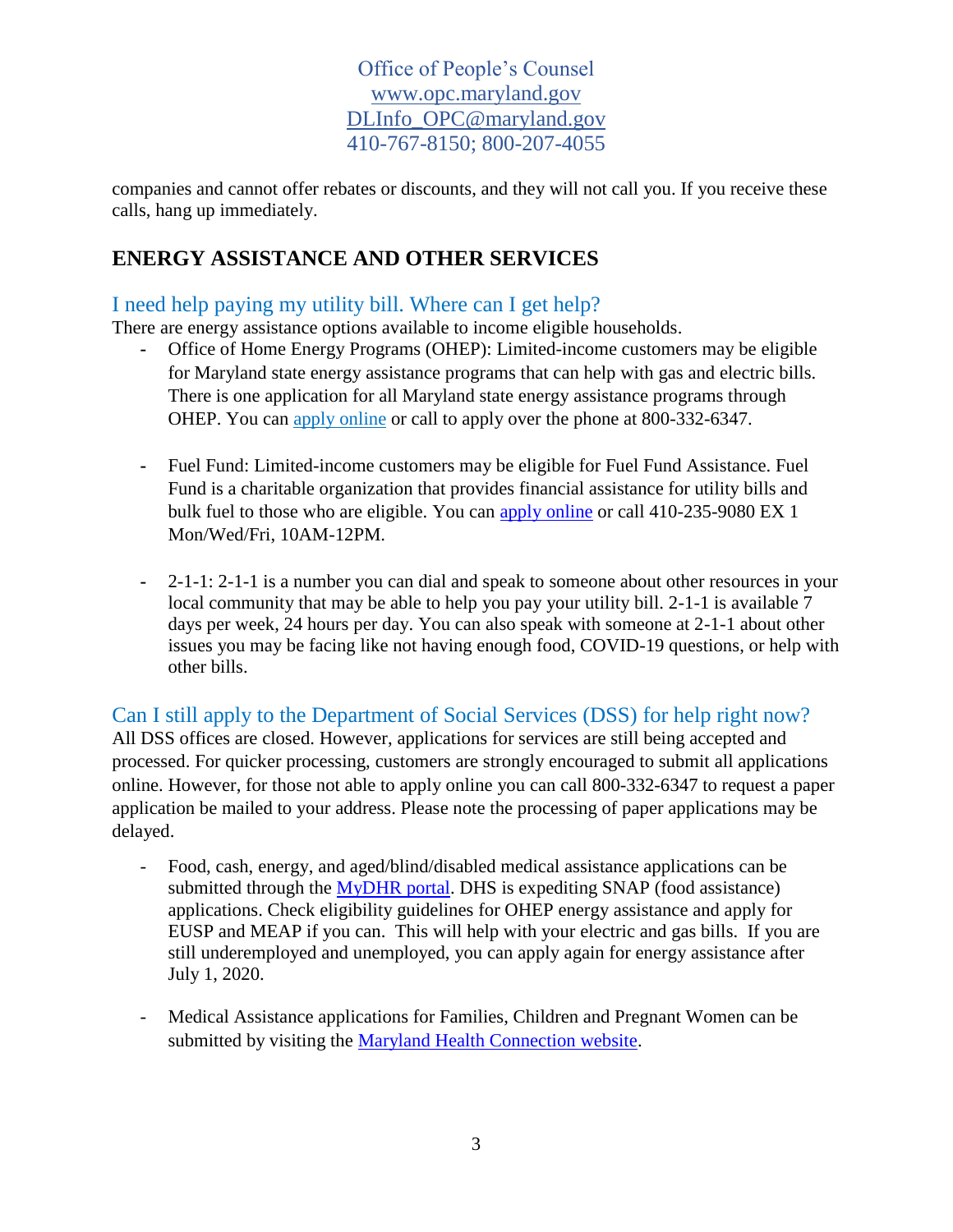companies and cannot offer rebates or discounts, and they will not call you. If you receive these calls, hang up immediately.

## ENERGY ASSISTANCE AND OTHER SERVICES

### I need help paying my utility bill. Where can I get help?

There are energy assistance options available to income eligible households.

- Office of Home Energy Programs (OHEP): Limited-income customers may be eligible for Maryland state energy assistance programs that can help with gas and electric bills. There is one application for all Maryland state energy assistance programs through OHEP. You can apply online or call to apply over the phone at 800-332-6347.

- Fuel Fund: Limited-income customers may be eligible for Fuel Fund Assistance. Fuel Fund is a charitable organization that provides financial assistance for utility bills and bulk fuel to those who are eligible. You can apply online or call 410-235-9080 EX 1 Mon/Wed/Fri, 10AM-12PM.

- 2-1-1: 2-1-1 is a number you can dial and speak to someone about other resources in your local community that may be able to help you pay your utility bill. 2-1-1 is available 7 days per week, 24 hours per day. You can also speak with someone at 2-1-1 about other issues you may be facing like not having enough food, COVID-19 questions, or help with other bills.

### Can I still apply to the Department of Social Services (DSS) for help right now?

All DSS offices are closed. However, applications for services are still being accepted and processed. For quicker processing, customers are strongly encouraged to submit all applications online. However, for those not able to apply online you can call 800-332-6347 to request a paper application be mailed to your address. Please note the processing of paper applications may be delayed.

- Food, cash, energy, and aged/blind/disabled medical assistance applications can be submitted through the MyDHR portal. DHS is expediting SNAP (food assistance) applications. Check eligibility guidelines for OHEP energy assistance and apply for EUSP and MEAP if you can. This will help with your electric and gas bills. If you are still underemployed and unemployed, you can apply again for energy assistance after July 1, 2020.

- Medical Assistance applications for Families, Children and Pregnant Women can be submitted by visiting the Maryland Health Connection website.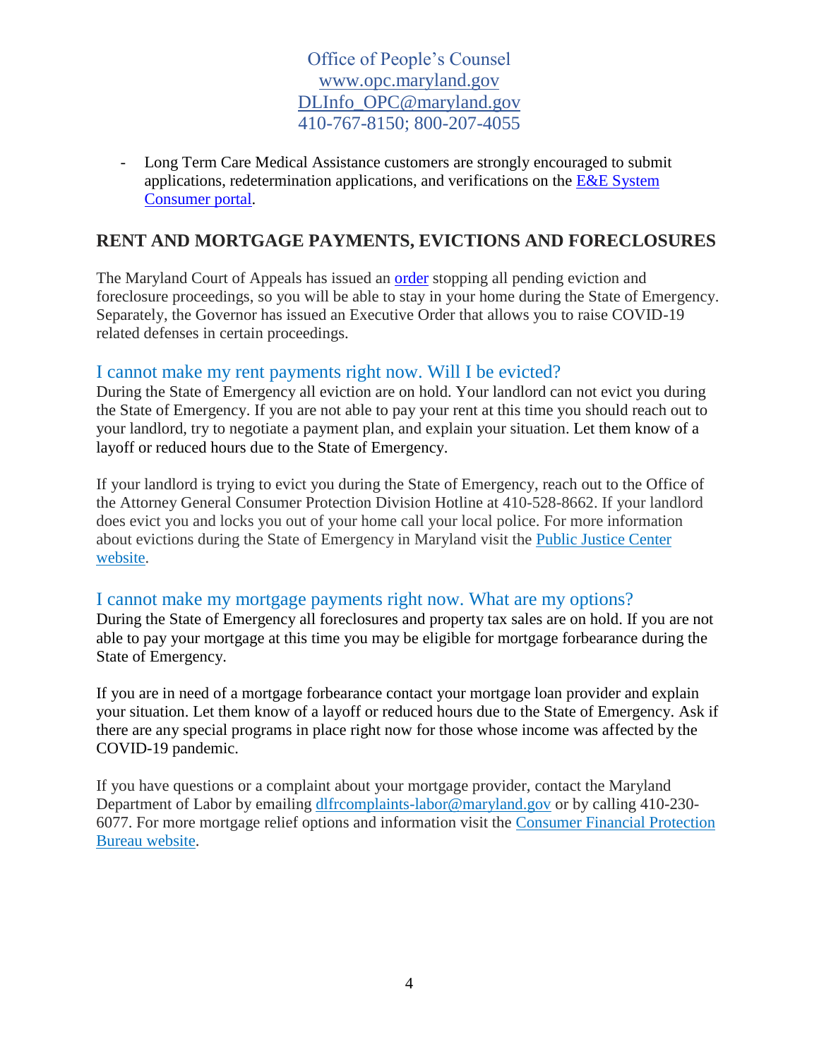- Long Term Care Medical Assistance customers are strongly encouraged to submit applications, redetermination applications, and verifications on the [E&E System Consumer portal](#).

## RENT AND MORTGAGE PAYMENTS, EVICTIONS AND FORECLOSURES

The Maryland Court of Appeals has issued an [order](#) stopping all pending eviction and foreclosure proceedings, so you will be able to stay in your home during the State of Emergency. Separately, the Governor has issued an Executive Order that allows you to raise COVID-19 related defenses in certain proceedings.

### I cannot make my rent payments right now. Will I be evicted?

During the State of Emergency all eviction are on hold. Your landlord can not evict you during the State of Emergency. If you are not able to pay your rent at this time you should reach out to your landlord, try to negotiate a payment plan, and explain your situation. Let them know of a layoff or reduced hours due to the State of Emergency.

If your landlord is trying to evict you during the State of Emergency, reach out to the Office of the Attorney General Consumer Protection Division Hotline at 410-528-8662. If your landlord does evict you and locks you out of your home call your local police. For more information about evictions during the State of Emergency in Maryland visit the [Public Justice Center website](#).

### I cannot make my mortgage payments right now. What are my options?

During the State of Emergency all foreclosures and property tax sales are on hold. If you are not able to pay your mortgage at this time you may be eligible for mortgage forbearance during the State of Emergency.

If you are in need of a mortgage forbearance contact your mortgage loan provider and explain your situation. Let them know of a layoff or reduced hours due to the State of Emergency. Ask if there are any special programs in place right now for those whose income was affected by the COVID-19 pandemic.

If you have questions or a complaint about your mortgage provider, contact the Maryland Department of Labor by emailing dlfrcomplaints-labor@maryland.gov or by calling 410-230-6077. For more mortgage relief options and information visit the [Consumer Financial Protection Bureau website](#).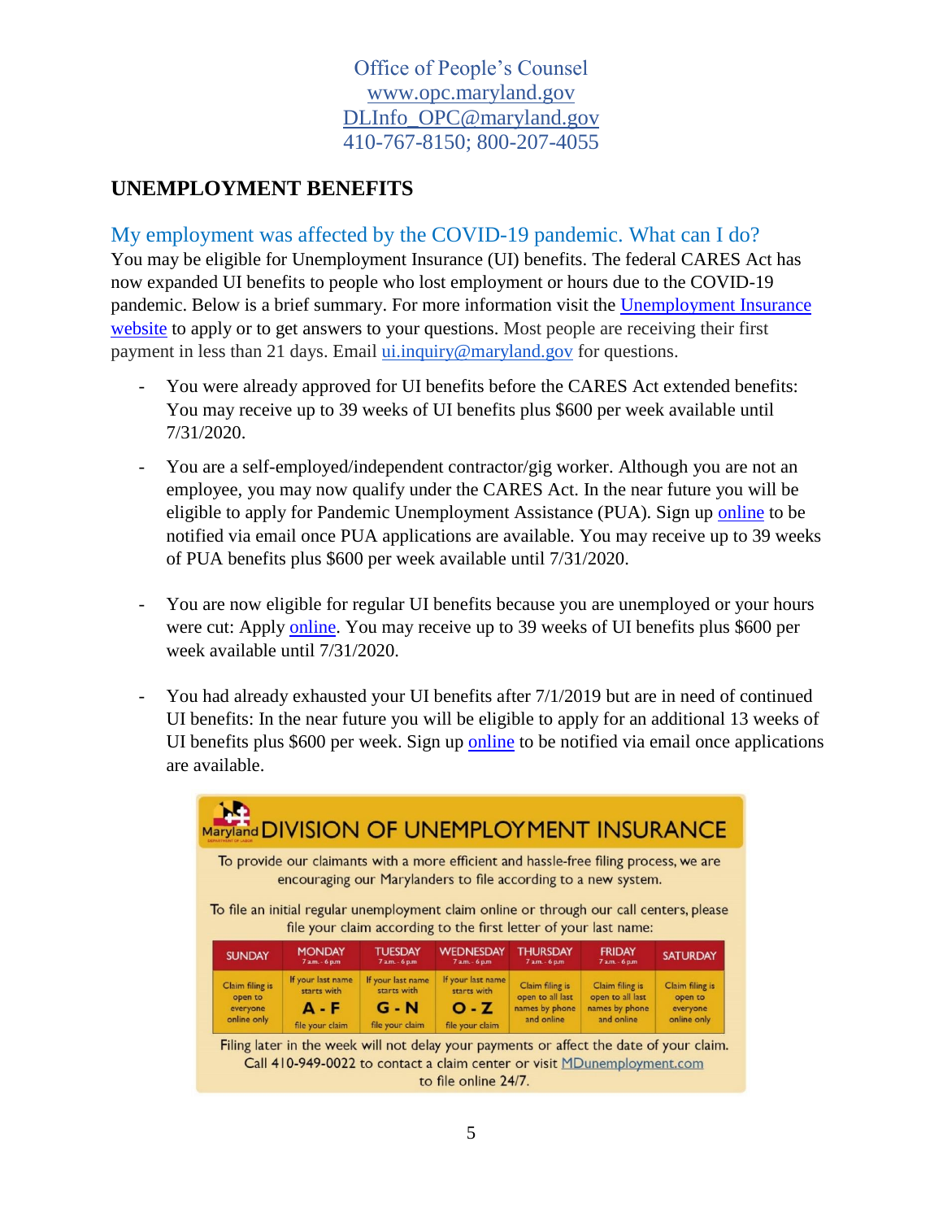Office of People's Counsel
www.opc.maryland.gov
DLInfo_OPC@maryland.gov
410-767-8150; 800-207-4055

## UNEMPLOYMENT BENEFITS

### My employment was affected by the COVID-19 pandemic. What can I do?

You may be eligible for Unemployment Insurance (UI) benefits. The federal CARES Act has now expanded UI benefits to people who lost employment or hours due to the COVID-19 pandemic. Below is a brief summary. For more information visit the Unemployment Insurance website to apply or to get answers to your questions. Most people are receiving their first payment in less than 21 days. Email ui.inquiry@maryland.gov for questions.

- You were already approved for UI benefits before the CARES Act extended benefits: You may receive up to 39 weeks of UI benefits plus $600 per week available until 7/31/2020.
- You are a self-employed/independent contractor/gig worker. Although you are not an employee, you may now qualify under the CARES Act. In the near future you will be eligible to apply for Pandemic Unemployment Assistance (PUA). Sign up online to be notified via email once PUA applications are available. You may receive up to 39 weeks of PUA benefits plus $600 per week available until 7/31/2020.
- You are now eligible for regular UI benefits because you are unemployed or your hours were cut: Apply online. You may receive up to 39 weeks of UI benefits plus $600 per week available until 7/31/2020.
- You had already exhausted your UI benefits after 7/1/2019 but are in need of continued UI benefits: In the near future you will be eligible to apply for an additional 13 weeks of UI benefits plus $600 per week. Sign up online to be notified via email once applications are available.

**Maryland DIVISION OF UNEMPLOYMENT INSURANCE**

To provide our claimants with a more efficient and hassle-free filing process, we are encouraging our Marylanders to file according to a new system.

To file an initial regular unemployment claim online or through our call centers, please file your claim according to the first letter of your last name:

| SUNDAY | MONDAY 7 a.m. - 6 p.m | TUESDAY 7 a.m. - 6 p.m | WEDNESDAY 7 a.m. - 6 p.m | THURSDAY 7 a.m. - 6 p.m | FRIDAY 7 a.m. - 6 p.m | SATURDAY |
|---|---|---|---|---|---|---|
| Claim filing is open to everyone online only | If your last name starts with **A - F** file your claim | If your last name starts with **G - N** file your claim | If your last name starts with **O - Z** file your claim | Claim filing is open to all last names by phone and online | Claim filing is open to all last names by phone and online | Claim filing is open to everyone online only |

Filing later in the week will not delay your payments or affect the date of your claim. Call 410-949-0022 to contact a claim center or visit MDunemployment.com to file online 24/7.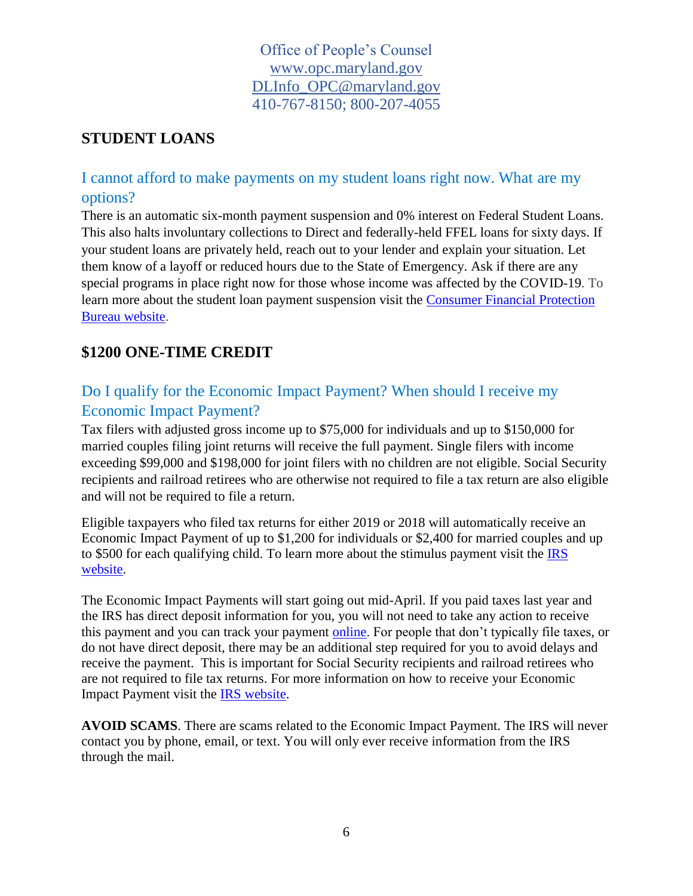Office of People's Counsel
www.opc.maryland.gov
DLInfo_OPC@maryland.gov
410-767-8150; 800-207-4055

## STUDENT LOANS

### I cannot afford to make payments on my student loans right now. What are my options?

There is an automatic six-month payment suspension and 0% interest on Federal Student Loans. This also halts involuntary collections to Direct and federally-held FFEL loans for sixty days. If your student loans are privately held, reach out to your lender and explain your situation. Let them know of a layoff or reduced hours due to the State of Emergency. Ask if there are any special programs in place right now for those whose income was affected by the COVID-19. To learn more about the student loan payment suspension visit the Consumer Financial Protection Bureau website.

## $1200 ONE-TIME CREDIT

### Do I qualify for the Economic Impact Payment? When should I receive my Economic Impact Payment?

Tax filers with adjusted gross income up to $75,000 for individuals and up to $150,000 for married couples filing joint returns will receive the full payment. Single filers with income exceeding $99,000 and $198,000 for joint filers with no children are not eligible. Social Security recipients and railroad retirees who are otherwise not required to file a tax return are also eligible and will not be required to file a return.

Eligible taxpayers who filed tax returns for either 2019 or 2018 will automatically receive an Economic Impact Payment of up to $1,200 for individuals or $2,400 for married couples and up to $500 for each qualifying child. To learn more about the stimulus payment visit the IRS website.

The Economic Impact Payments will start going out mid-April. If you paid taxes last year and the IRS has direct deposit information for you, you will not need to take any action to receive this payment and you can track your payment online. For people that don't typically file taxes, or do not have direct deposit, there may be an additional step required for you to avoid delays and receive the payment. This is important for Social Security recipients and railroad retirees who are not required to file tax returns. For more information on how to receive your Economic Impact Payment visit the IRS website.

**AVOID SCAMS**. There are scams related to the Economic Impact Payment. The IRS will never contact you by phone, email, or text. You will only ever receive information from the IRS through the mail.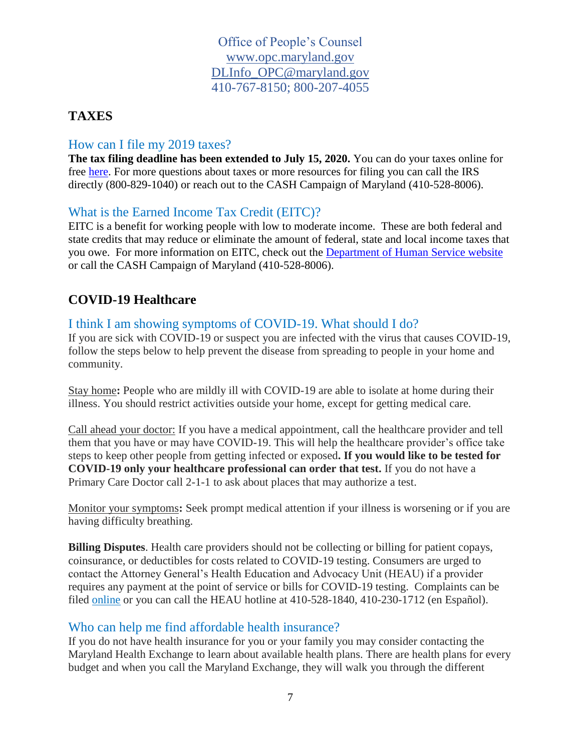Office of People's Counsel
www.opc.maryland.gov
DLInfo_OPC@maryland.gov
410-767-8150; 800-207-4055

## TAXES

### How can I file my 2019 taxes?

**The tax filing deadline has been extended to July 15, 2020.** You can do your taxes online for free here. For more questions about taxes or more resources for filing you can call the IRS directly (800-829-1040) or reach out to the CASH Campaign of Maryland (410-528-8006).

### What is the Earned Income Tax Credit (EITC)?

EITC is a benefit for working people with low to moderate income. These are both federal and state credits that may reduce or eliminate the amount of federal, state and local income taxes that you owe. For more information on EITC, check out the Department of Human Service website or call the CASH Campaign of Maryland (410-528-8006).

## COVID-19 Healthcare

### I think I am showing symptoms of COVID-19. What should I do?

If you are sick with COVID-19 or suspect you are infected with the virus that causes COVID-19, follow the steps below to help prevent the disease from spreading to people in your home and community.

Stay home**:** People who are mildly ill with COVID-19 are able to isolate at home during their illness. You should restrict activities outside your home, except for getting medical care.

Call ahead your doctor: If you have a medical appointment, call the healthcare provider and tell them that you have or may have COVID-19. This will help the healthcare provider's office take steps to keep other people from getting infected or exposed**. If you would like to be tested for COVID-19 only your healthcare professional can order that test.** If you do not have a Primary Care Doctor call 2-1-1 to ask about places that may authorize a test.

Monitor your symptoms**:** Seek prompt medical attention if your illness is worsening or if you are having difficulty breathing.

**Billing Disputes**. Health care providers should not be collecting or billing for patient copays, coinsurance, or deductibles for costs related to COVID-19 testing. Consumers are urged to contact the Attorney General's Health Education and Advocacy Unit (HEAU) if a provider requires any payment at the point of service or bills for COVID-19 testing. Complaints can be filed online or you can call the HEAU hotline at 410-528-1840, 410-230-1712 (en Español).

### Who can help me find affordable health insurance?

If you do not have health insurance for you or your family you may consider contacting the Maryland Health Exchange to learn about available health plans. There are health plans for every budget and when you call the Maryland Exchange, they will walk you through the different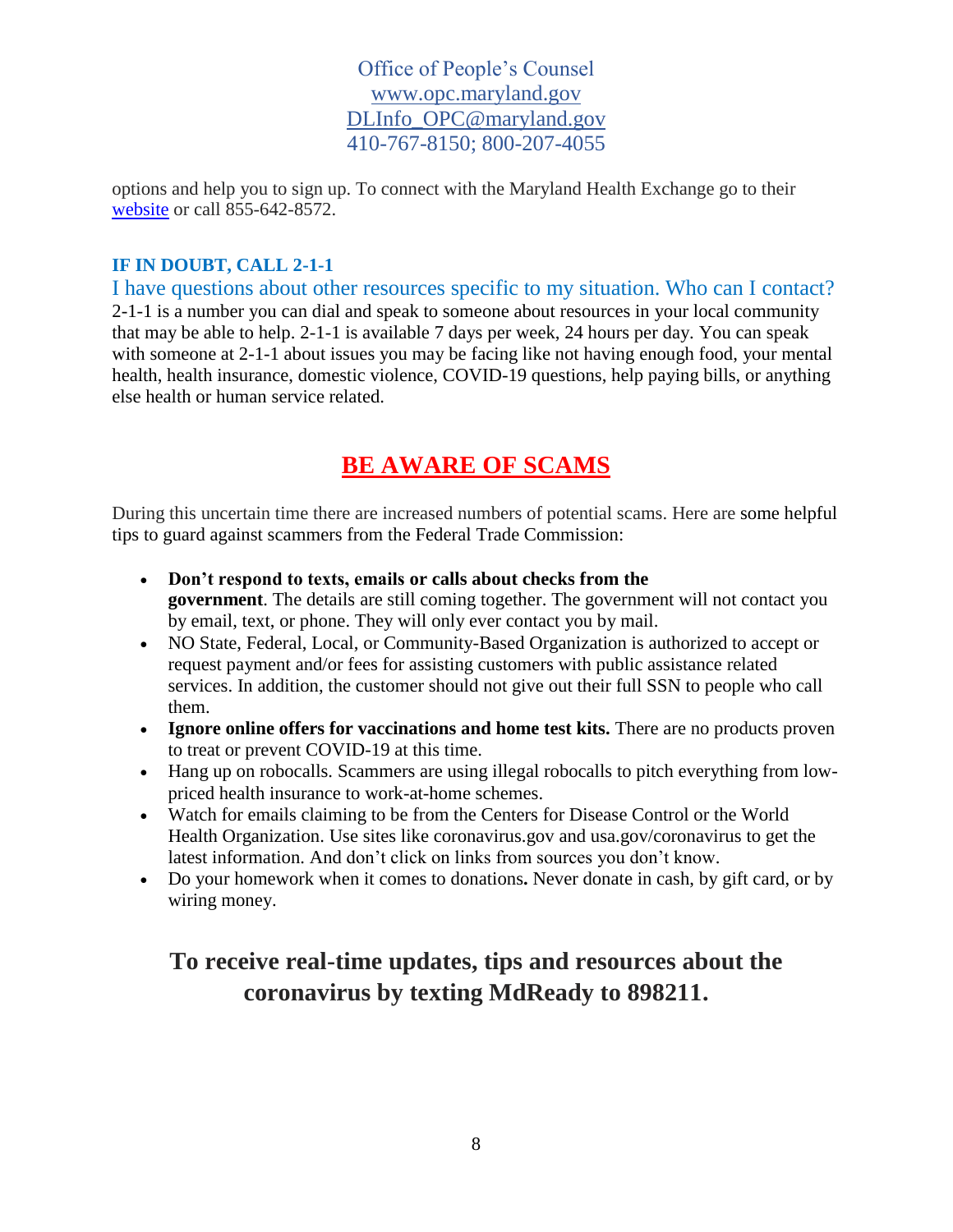options and help you to sign up. To connect with the Maryland Health Exchange go to their website or call 855-642-8572.

**IF IN DOUBT, CALL 2-1-1**

### I have questions about other resources specific to my situation. Who can I contact?

2-1-1 is a number you can dial and speak to someone about resources in your local community that may be able to help. 2-1-1 is available 7 days per week, 24 hours per day. You can speak with someone at 2-1-1 about issues you may be facing like not having enough food, your mental health, health insurance, domestic violence, COVID-19 questions, help paying bills, or anything else health or human service related.

## BE AWARE OF SCAMS

During this uncertain time there are increased numbers of potential scams. Here are some helpful tips to guard against scammers from the Federal Trade Commission:

- **Don't respond to texts, emails or calls about checks from the government**. The details are still coming together. The government will not contact you by email, text, or phone. They will only ever contact you by mail.
- NO State, Federal, Local, or Community-Based Organization is authorized to accept or request payment and/or fees for assisting customers with public assistance related services. In addition, the customer should not give out their full SSN to people who call them.
- **Ignore online offers for vaccinations and home test kits.** There are no products proven to treat or prevent COVID-19 at this time.
- Hang up on robocalls. Scammers are using illegal robocalls to pitch everything from low-priced health insurance to work-at-home schemes.
- Watch for emails claiming to be from the Centers for Disease Control or the World Health Organization. Use sites like coronavirus.gov and usa.gov/coronavirus to get the latest information. And don't click on links from sources you don't know.
- Do your homework when it comes to donations**.** Never donate in cash, by gift card, or by wiring money.

## To receive real-time updates, tips and resources about the coronavirus by texting MdReady to 898211.